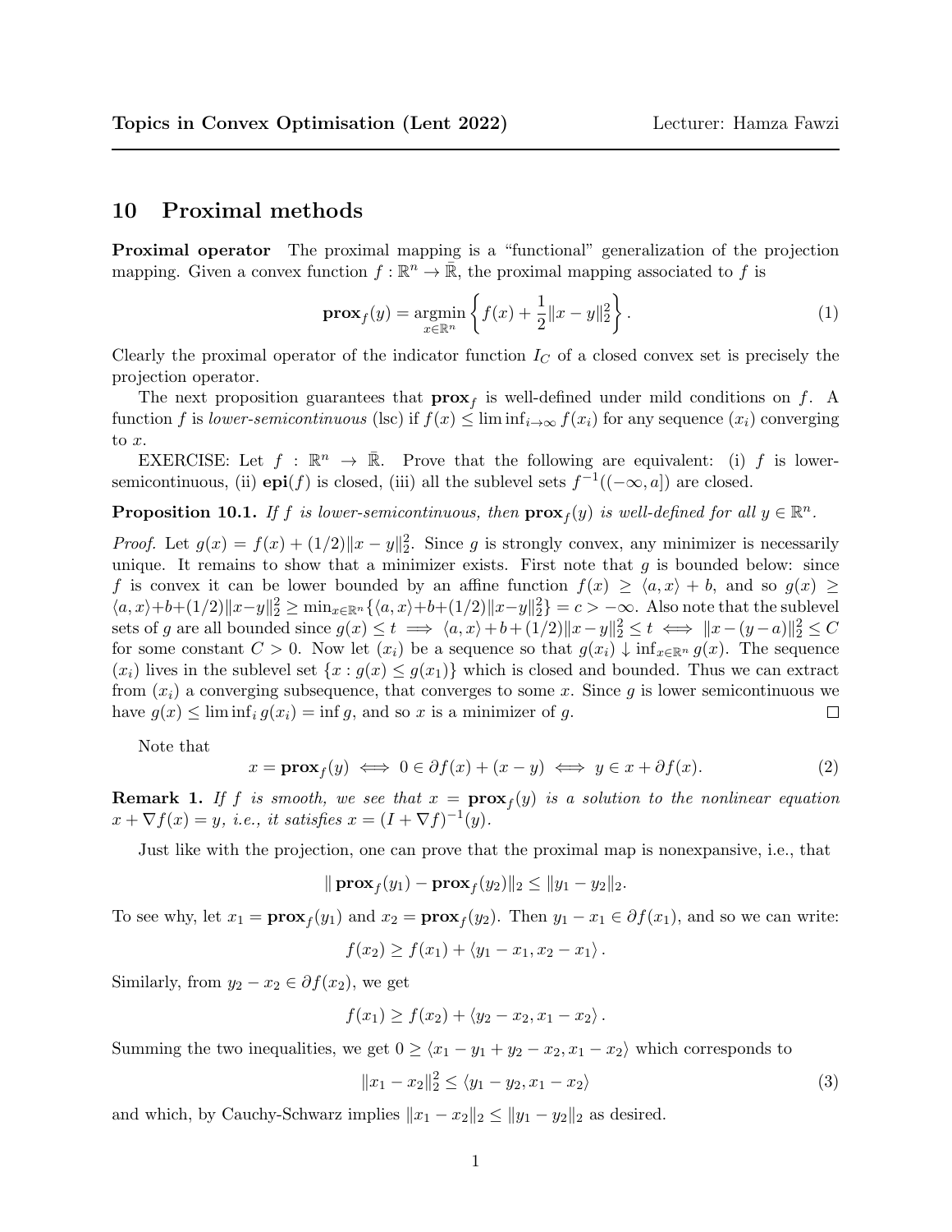## 10 Proximal methods

**Proximal operator** The proximal mapping is a "functional" generalization of the projection mapping. Given a convex function $f : \mathbb{R}^n \to \bar{\mathbb{R}}$, the proximal mapping associated to $f$ is

$$\mathbf{prox}_f(y) = \operatorname*{argmin}_{x \in \mathbb{R}^n} \left\{ f(x) + \frac{1}{2}\|x - y\|_2^2 \right\}. \tag{1}$$

Clearly the proximal operator of the indicator function $I_C$ of a closed convex set is precisely the projection operator.

The next proposition guarantees that $\mathbf{prox}_f$ is well-defined under mild conditions on $f$. A function $f$ is *lower-semicontinuous* (lsc) if $f(x) \leq \liminf_{i \to \infty} f(x_i)$ for any sequence $(x_i)$ converging to $x$.

EXERCISE: Let $f : \mathbb{R}^n \to \bar{\mathbb{R}}$. Prove that the following are equivalent: (i) $f$ is lower-semicontinuous, (ii) $\mathbf{epi}(f)$ is closed, (iii) all the sublevel sets $f^{-1}((-\infty, a])$ are closed.

**Proposition 10.1.** *If $f$ is lower-semicontinuous, then $\mathbf{prox}_f(y)$ is well-defined for all $y \in \mathbb{R}^n$.*

*Proof.* Let $g(x) = f(x) + (1/2)\|x - y\|_2^2$. Since $g$ is strongly convex, any minimizer is necessarily unique. It remains to show that a minimizer exists. First note that $g$ is bounded below: since $f$ is convex it can be lower bounded by an affine function $f(x) \geq \langle a, x \rangle + b$, and so $g(x) \geq \langle a, x \rangle + b + (1/2)\|x - y\|_2^2 \geq \min_{x \in \mathbb{R}^n} \{\langle a, x \rangle + b + (1/2)\|x - y\|_2^2\} = c > -\infty$. Also note that the sublevel sets of $g$ are all bounded since $g(x) \leq t \implies \langle a, x \rangle + b + (1/2)\|x - y\|_2^2 \leq t \iff \|x - (y - a)\|_2^2 \leq C$ for some constant $C > 0$. Now let $(x_i)$ be a sequence so that $g(x_i) \downarrow \inf_{x \in \mathbb{R}^n} g(x)$. The sequence $(x_i)$ lives in the sublevel set $\{x : g(x) \leq g(x_1)\}$ which is closed and bounded. Thus we can extract from $(x_i)$ a converging subsequence, that converges to some $x$. Since $g$ is lower semicontinuous we have $g(x) \leq \liminf_i g(x_i) = \inf g$, and so $x$ is a minimizer of $g$. $\square$

Note that

$$x = \mathbf{prox}_f(y) \iff 0 \in \partial f(x) + (x - y) \iff y \in x + \partial f(x). \tag{2}$$

**Remark 1.** *If $f$ is smooth, we see that $x = \mathbf{prox}_f(y)$ is a solution to the nonlinear equation $x + \nabla f(x) = y$, i.e., it satisfies $x = (I + \nabla f)^{-1}(y)$.*

Just like with the projection, one can prove that the proximal map is nonexpansive, i.e., that

$$\|\mathbf{prox}_f(y_1) - \mathbf{prox}_f(y_2)\|_2 \leq \|y_1 - y_2\|_2.$$

To see why, let $x_1 = \mathbf{prox}_f(y_1)$ and $x_2 = \mathbf{prox}_f(y_2)$. Then $y_1 - x_1 \in \partial f(x_1)$, and so we can write:

$$f(x_2) \geq f(x_1) + \langle y_1 - x_1, x_2 - x_1 \rangle.$$

Similarly, from $y_2 - x_2 \in \partial f(x_2)$, we get

$$f(x_1) \geq f(x_2) + \langle y_2 - x_2, x_1 - x_2 \rangle.$$

Summing the two inequalities, we get $0 \geq \langle x_1 - y_1 + y_2 - x_2, x_1 - x_2 \rangle$ which corresponds to

$$\|x_1 - x_2\|_2^2 \leq \langle y_1 - y_2, x_1 - x_2 \rangle \tag{3}$$

and which, by Cauchy-Schwarz implies $\|x_1 - x_2\|_2 \leq \|y_1 - y_2\|_2$ as desired.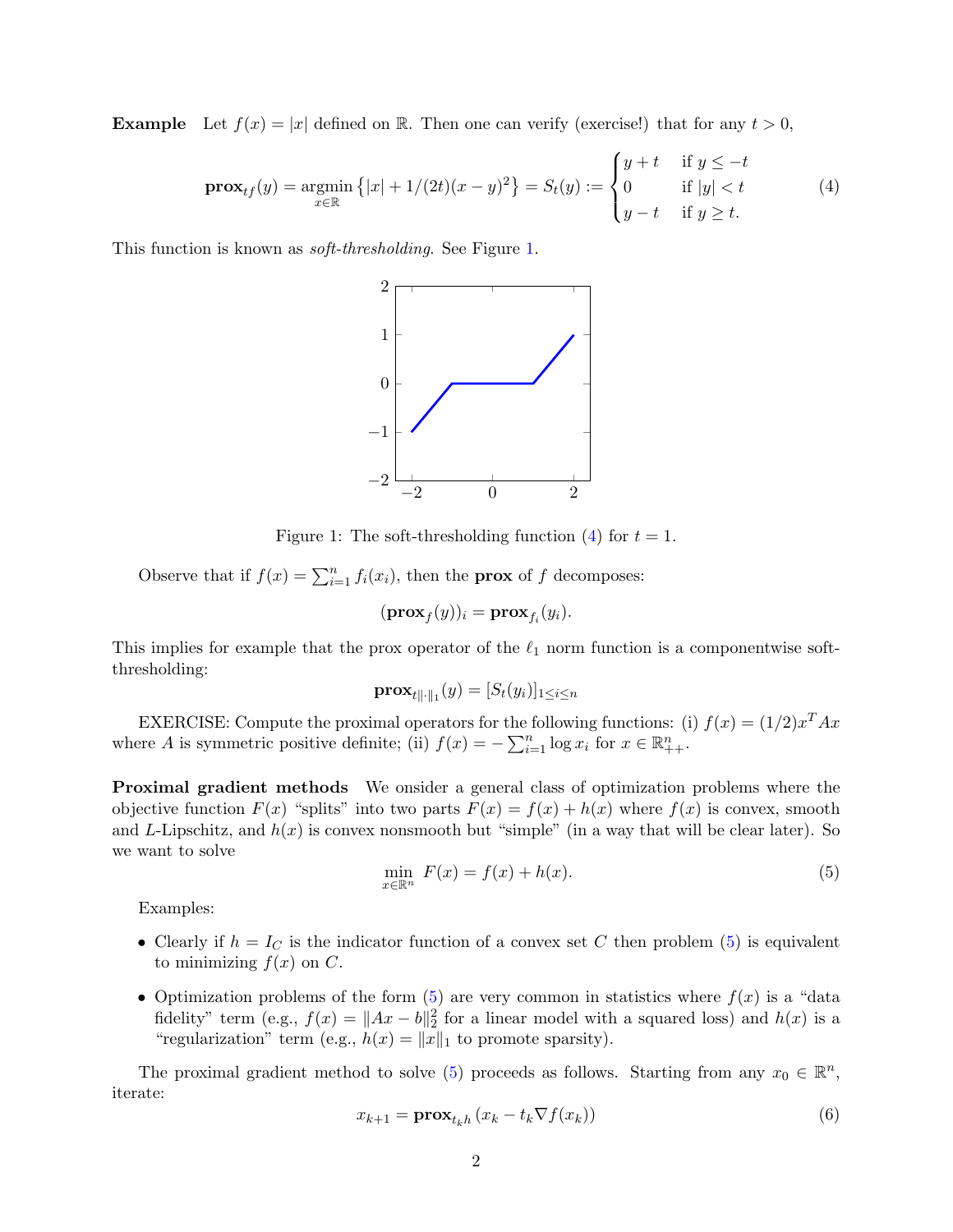**Example** Let $f(x) = |x|$ defined on $\mathbb{R}$. Then one can verify (exercise!) that for any $t > 0$,

$$\mathbf{prox}_{tf}(y) = \underset{x \in \mathbb{R}}{\operatorname{argmin}} \left\{ |x| + 1/(2t)(x-y)^2 \right\} = S_t(y) := \begin{cases} y + t & \text{if } y \leq -t \\ 0 & \text{if } |y| < t \\ y - t & \text{if } y \geq t. \end{cases} \tag{4}$$

This function is known as *soft-thresholding*. See Figure 1.

Figure 1: The soft-thresholding function (4) for $t = 1$.

Observe that if $f(x) = \sum_{i=1}^n f_i(x_i)$, then the **prox** of $f$ decomposes:

$$(\mathbf{prox}_f(y))_i = \mathbf{prox}_{f_i}(y_i).$$

This implies for example that the prox operator of the $\ell_1$ norm function is a componentwise soft-thresholding:

$$\mathbf{prox}_{t\|\cdot\|_1}(y) = [S_t(y_i)]_{1 \leq i \leq n}$$

EXERCISE: Compute the proximal operators for the following functions: (i) $f(x) = (1/2)x^T A x$ where $A$ is symmetric positive definite; (ii) $f(x) = -\sum_{i=1}^n \log x_i$ for $x \in \mathbb{R}^n_{++}$.

**Proximal gradient methods** We onsider a general class of optimization problems where the objective function $F(x)$ "splits" into two parts $F(x) = f(x) + h(x)$ where $f(x)$ is convex, smooth and $L$-Lipschitz, and $h(x)$ is convex nonsmooth but "simple" (in a way that will be clear later). So we want to solve

$$\min_{x \in \mathbb{R}^n} \; F(x) = f(x) + h(x). \tag{5}$$

Examples:

- Clearly if $h = I_C$ is the indicator function of a convex set $C$ then problem (5) is equivalent to minimizing $f(x)$ on $C$.
- Optimization problems of the form (5) are very common in statistics where $f(x)$ is a "data fidelity" term (e.g., $f(x) = \|Ax - b\|_2^2$ for a linear model with a squared loss) and $h(x)$ is a "regularization" term (e.g., $h(x) = \|x\|_1$ to promote sparsity).

The proximal gradient method to solve (5) proceeds as follows. Starting from any $x_0 \in \mathbb{R}^n$, iterate:

$$x_{k+1} = \mathbf{prox}_{t_k h}\left(x_k - t_k \nabla f(x_k)\right) \tag{6}$$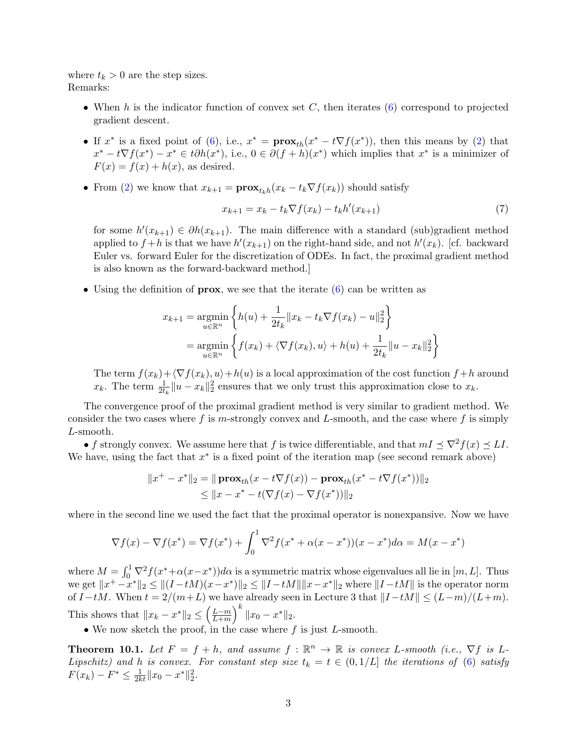where $t_k > 0$ are the step sizes.
Remarks:

- When $h$ is the indicator function of convex set $C$, then iterates (6) correspond to projected gradient descent.
- If $x^*$ is a fixed point of (6), i.e., $x^* = \mathbf{prox}_{th}(x^* - t\nabla f(x^*))$, then this means by (2) that $x^* - t\nabla f(x^*) - x^* \in t\partial h(x^*)$, i.e., $0 \in \partial(f+h)(x^*)$ which implies that $x^*$ is a minimizer of $F(x) = f(x) + h(x)$, as desired.
- From (2) we know that $x_{k+1} = \mathbf{prox}_{t_k h}(x_k - t_k \nabla f(x_k))$ should satisfy

$$x_{k+1} = x_k - t_k \nabla f(x_k) - t_k h'(x_{k+1}) \tag{7}$$

for some $h'(x_{k+1}) \in \partial h(x_{k+1})$. The main difference with a standard (sub)gradient method applied to $f + h$ is that we have $h'(x_{k+1})$ on the right-hand side, and not $h'(x_k)$. [cf. backward Euler vs. forward Euler for the discretization of ODEs. In fact, the proximal gradient method is also known as the forward-backward method.]

- Using the definition of **prox**, we see that the iterate (6) can be written as

$$\begin{aligned}
x_{k+1} &= \operatorname*{argmin}_{u \in \mathbb{R}^n} \left\{ h(u) + \frac{1}{2t_k}\|x_k - t_k \nabla f(x_k) - u\|_2^2 \right\} \\
&= \operatorname*{argmin}_{u \in \mathbb{R}^n} \left\{ f(x_k) + \langle \nabla f(x_k), u \rangle + h(u) + \frac{1}{2t_k}\|u - x_k\|_2^2 \right\}
\end{aligned}$$

The term $f(x_k) + \langle \nabla f(x_k), u\rangle + h(u)$ is a local approximation of the cost function $f + h$ around $x_k$. The term $\frac{1}{2t_k}\|u - x_k\|_2^2$ ensures that we only trust this approximation close to $x_k$.

The convergence proof of the proximal gradient method is very similar to gradient method. We consider the two cases where $f$ is $m$-strongly convex and $L$-smooth, and the case where $f$ is simply $L$-smooth.

• $f$ strongly convex. We assume here that $f$ is twice differentiable, and that $mI \preceq \nabla^2 f(x) \preceq LI$. We have, using the fact that $x^*$ is a fixed point of the iteration map (see second remark above)

$$\begin{aligned}
\|x^+ - x^*\|_2 &= \|\mathbf{prox}_{th}(x - t\nabla f(x)) - \mathbf{prox}_{th}(x^* - t\nabla f(x^*))\|_2 \\
&\leq \|x - x^* - t(\nabla f(x) - \nabla f(x^*))\|_2
\end{aligned}$$

where in the second line we used the fact that the proximal operator is nonexpansive. Now we have

$$\nabla f(x) - \nabla f(x^*) = \nabla f(x^*) + \int_0^1 \nabla^2 f(x^* + \alpha(x - x^*))(x - x^*) d\alpha = M(x - x^*)$$

where $M = \int_0^1 \nabla^2 f(x^* + \alpha(x - x^*)) d\alpha$ is a symmetric matrix whose eigenvalues all lie in $[m, L]$. Thus we get $\|x^+ - x^*\|_2 \leq \|(I - tM)(x - x^*)\|_2 \leq \|I - tM\| \|x - x^*\|_2$ where $\|I - tM\|$ is the operator norm of $I - tM$. When $t = 2/(m+L)$ we have already seen in Lecture 3 that $\|I - tM\| \leq (L-m)/(L+m)$. This shows that $\|x_k - x^*\|_2 \leq \left(\frac{L-m}{L+m}\right)^k \|x_0 - x^*\|_2$.

• We now sketch the proof, in the case where $f$ is just $L$-smooth.

**Theorem 10.1.** *Let $F = f + h$, and assume $f : \mathbb{R}^n \to \mathbb{R}$ is convex $L$-smooth (i.e., $\nabla f$ is $L$-Lipschitz) and $h$ is convex. For constant step size $t_k = t \in (0, 1/L]$ the iterations of (6) satisfy $F(x_k) - F^* \leq \frac{1}{2kt}\|x_0 - x^*\|_2^2$.*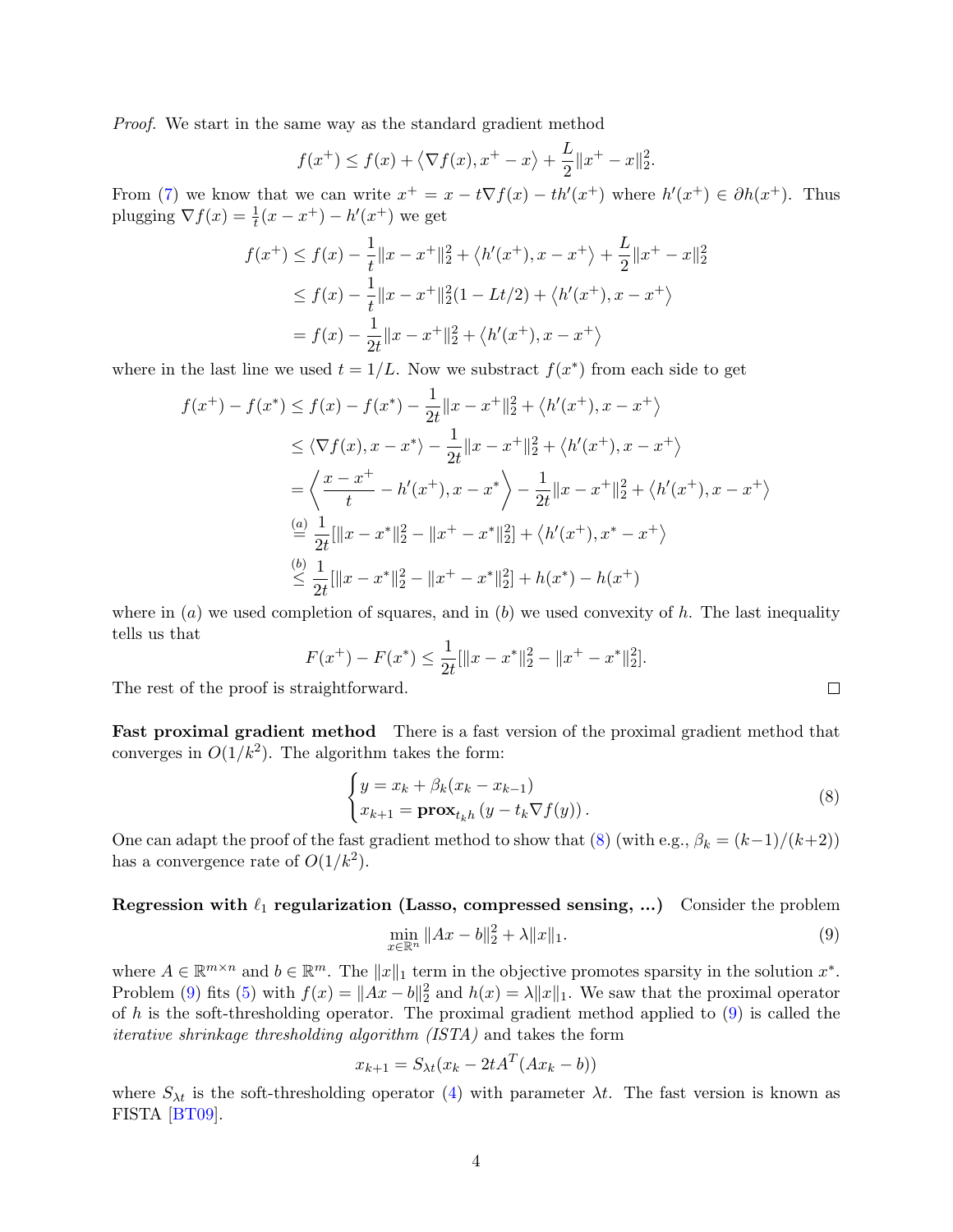*Proof.* We start in the same way as the standard gradient method

$$f(x^+) \le f(x) + \left\langle \nabla f(x), x^+ - x \right\rangle + \frac{L}{2}\|x^+ - x\|_2^2.$$

From (7) we know that we can write $x^+ = x - t\nabla f(x) - th'(x^+)$ where $h'(x^+) \in \partial h(x^+)$. Thus plugging $\nabla f(x) = \frac{1}{t}(x - x^+) - h'(x^+)$ we get

$$\begin{aligned}
f(x^+) &\le f(x) - \frac{1}{t}\|x - x^+\|_2^2 + \left\langle h'(x^+), x - x^+ \right\rangle + \frac{L}{2}\|x^+ - x\|_2^2 \\
&\le f(x) - \frac{1}{t}\|x - x^+\|_2^2(1 - Lt/2) + \left\langle h'(x^+), x - x^+ \right\rangle \\
&= f(x) - \frac{1}{2t}\|x - x^+\|_2^2 + \left\langle h'(x^+), x - x^+ \right\rangle
\end{aligned}$$

where in the last line we used $t = 1/L$. Now we substract $f(x^*)$ from each side to get

$$\begin{aligned}
f(x^+) - f(x^*) &\le f(x) - f(x^*) - \frac{1}{2t}\|x - x^+\|_2^2 + \left\langle h'(x^+), x - x^+ \right\rangle \\
&\le \langle \nabla f(x), x - x^* \rangle - \frac{1}{2t}\|x - x^+\|_2^2 + \left\langle h'(x^+), x - x^+ \right\rangle \\
&= \left\langle \frac{x - x^+}{t} - h'(x^+), x - x^* \right\rangle - \frac{1}{2t}\|x - x^+\|_2^2 + \left\langle h'(x^+), x - x^+ \right\rangle \\
&\overset{(a)}{=} \frac{1}{2t}[\|x - x^*\|_2^2 - \|x^+ - x^*\|_2^2] + \left\langle h'(x^+), x^* - x^+ \right\rangle \\
&\overset{(b)}{\le} \frac{1}{2t}[\|x - x^*\|_2^2 - \|x^+ - x^*\|_2^2] + h(x^*) - h(x^+)
\end{aligned}$$

where in $(a)$ we used completion of squares, and in $(b)$ we used convexity of $h$. The last inequality tells us that

$$F(x^+) - F(x^*) \le \frac{1}{2t}[\|x - x^*\|_2^2 - \|x^+ - x^*\|_2^2].$$

The rest of the proof is straightforward. □

**Fast proximal gradient method** There is a fast version of the proximal gradient method that converges in $O(1/k^2)$. The algorithm takes the form:

$$\begin{cases} y = x_k + \beta_k(x_k - x_{k-1}) \\ x_{k+1} = \mathbf{prox}_{t_k h}\left(y - t_k \nabla f(y)\right). \end{cases} \tag{8}$$

One can adapt the proof of the fast gradient method to show that (8) (with e.g., $\beta_k = (k-1)/(k+2)$) has a convergence rate of $O(1/k^2)$.

**Regression with $\ell_1$ regularization (Lasso, compressed sensing, ...)** Consider the problem

$$\min_{x \in \mathbb{R}^n} \|Ax - b\|_2^2 + \lambda\|x\|_1. \tag{9}$$

where $A \in \mathbb{R}^{m \times n}$ and $b \in \mathbb{R}^m$. The $\|x\|_1$ term in the objective promotes sparsity in the solution $x^*$. Problem (9) fits (5) with $f(x) = \|Ax - b\|_2^2$ and $h(x) = \lambda\|x\|_1$. We saw that the proximal operator of $h$ is the soft-thresholding operator. The proximal gradient method applied to (9) is called the *iterative shrinkage thresholding algorithm (ISTA)* and takes the form

$$x_{k+1} = S_{\lambda t}(x_k - 2tA^T(Ax_k - b))$$

where $S_{\lambda t}$ is the soft-thresholding operator (4) with parameter $\lambda t$. The fast version is known as FISTA [BT09].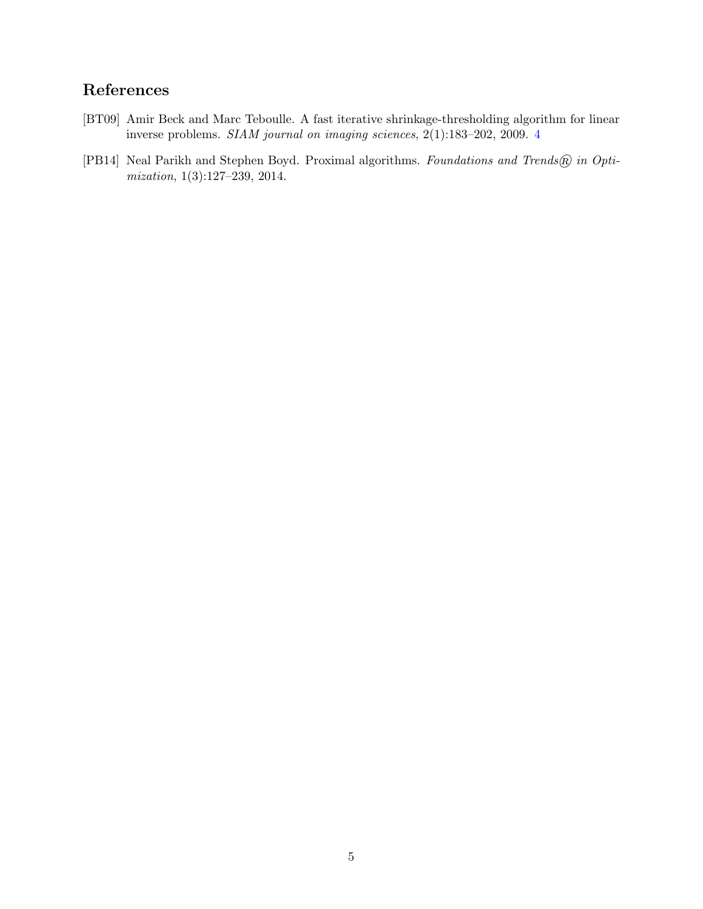## References

[BT09] Amir Beck and Marc Teboulle. A fast iterative shrinkage-thresholding algorithm for linear inverse problems. *SIAM journal on imaging sciences*, 2(1):183–202, 2009. 4

[PB14] Neal Parikh and Stephen Boyd. Proximal algorithms. *Foundations and Trends® in Optimization*, 1(3):127–239, 2014.